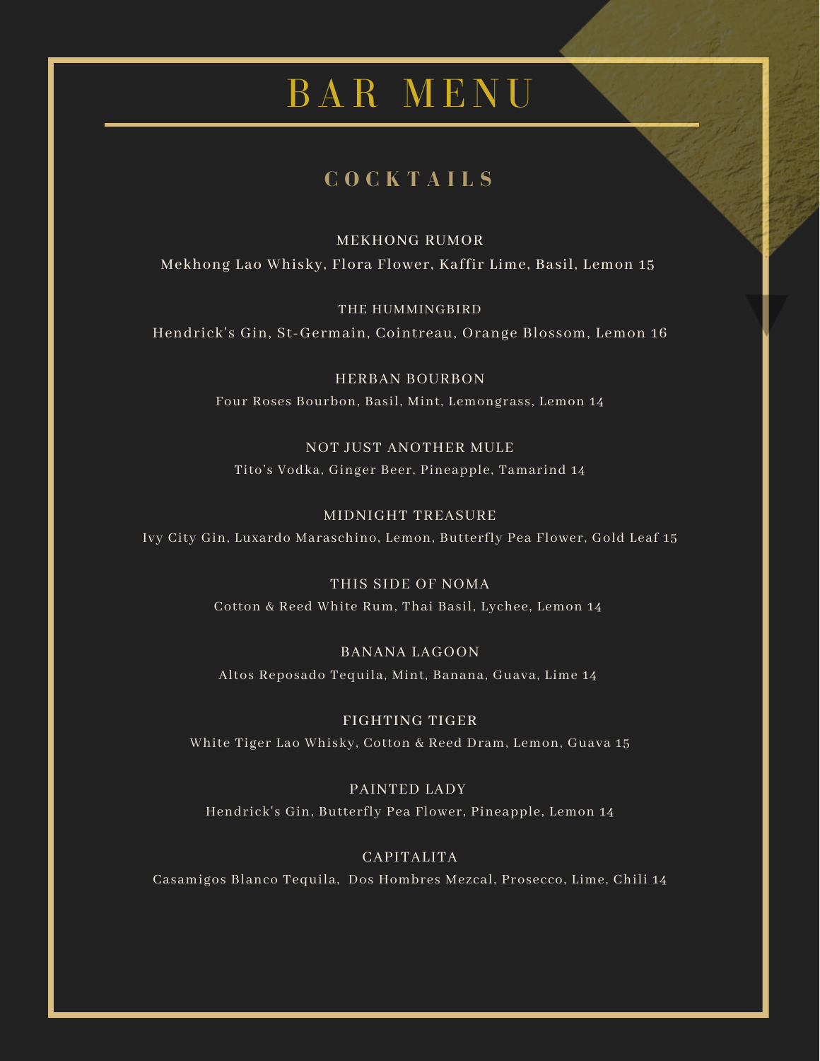# BAR MENU

## COCKTAILS

MEKHONG RUMOR
Mekhong Lao Whisky, Flora Flower, Kaffir Lime, Basil, Lemon 15

THE HUMMINGBIRD
Hendrick's Gin, St-Germain, Cointreau, Orange Blossom, Lemon 16

HERBAN BOURBON
Four Roses Bourbon, Basil, Mint, Lemongrass, Lemon 14

NOT JUST ANOTHER MULE
Tito's Vodka, Ginger Beer, Pineapple, Tamarind 14

MIDNIGHT TREASURE
Ivy City Gin, Luxardo Maraschino, Lemon, Butterfly Pea Flower, Gold Leaf 15

THIS SIDE OF NOMA
Cotton & Reed White Rum, Thai Basil, Lychee, Lemon 14

BANANA LAGOON
Altos Reposado Tequila, Mint, Banana, Guava, Lime 14

FIGHTING TIGER
White Tiger Lao Whisky, Cotton & Reed Dram, Lemon, Guava 15

PAINTED LADY
Hendrick's Gin, Butterfly Pea Flower, Pineapple, Lemon 14

CAPITALITA
Casamigos Blanco Tequila, Dos Hombres Mezcal, Prosecco, Lime, Chili 14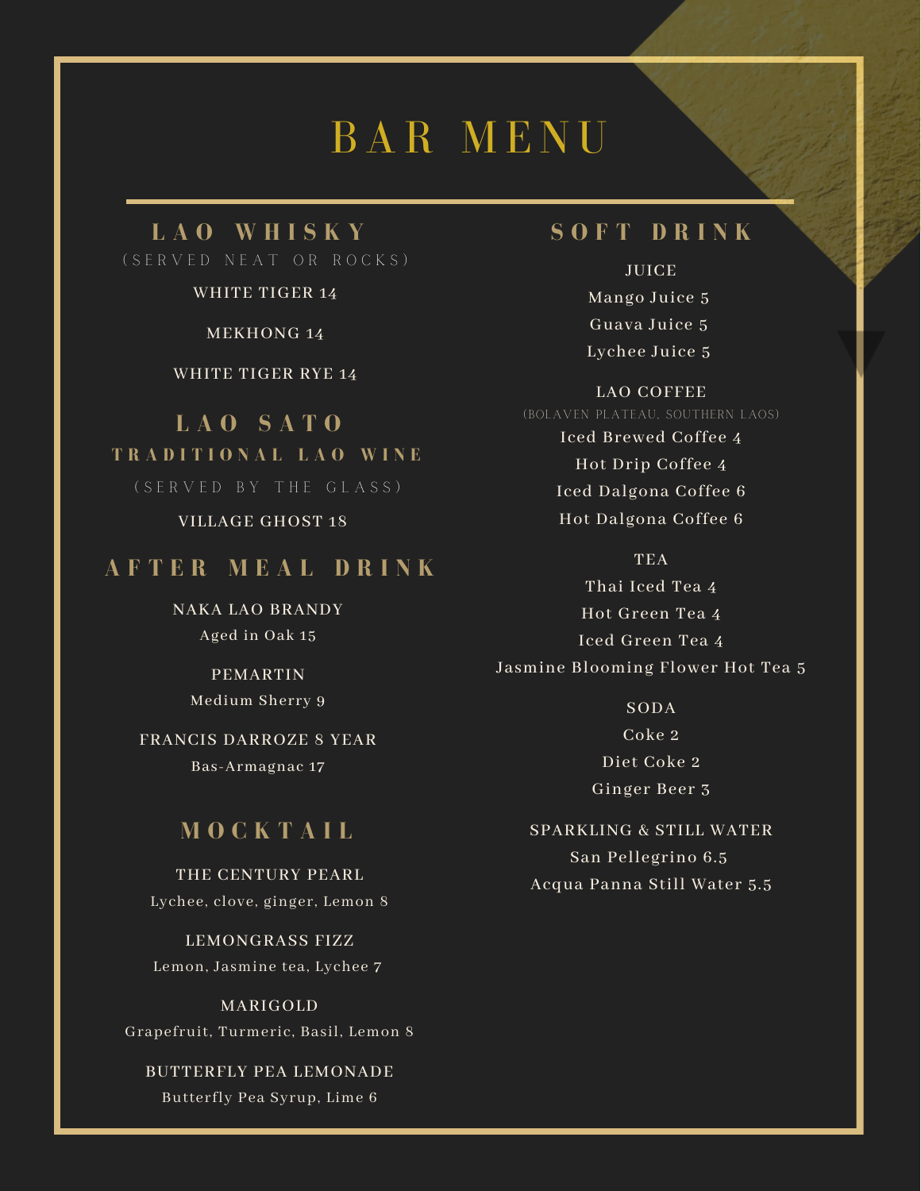# BAR MENU

## LAO WHISKY

(SERVED NEAT OR ROCKS)

WHITE TIGER 14

MEKHONG 14

WHITE TIGER RYE 14

## LAO SATO

### TRADITIONAL LAO WINE

(SERVED BY THE GLASS)

VILLAGE GHOST 18

## AFTER MEAL DRINK

NAKA LAO BRANDY
Aged in Oak 15

PEMARTIN
Medium Sherry 9

FRANCIS DARROZE 8 YEAR
Bas-Armagnac 17

## MOCKTAIL

THE CENTURY PEARL
Lychee, clove, ginger, Lemon 8

LEMONGRASS FIZZ
Lemon, Jasmine tea, Lychee 7

MARIGOLD
Grapefruit, Turmeric, Basil, Lemon 8

BUTTERFLY PEA LEMONADE
Butterfly Pea Syrup, Lime 6

## SOFT DRINK

### JUICE

Mango Juice 5
Guava Juice 5
Lychee Juice 5

### LAO COFFEE

(BOLAVEN PLATEAU, SOUTHERN LAOS)

Iced Brewed Coffee 4
Hot Drip Coffee 4
Iced Dalgona Coffee 6
Hot Dalgona Coffee 6

### TEA

Thai Iced Tea 4
Hot Green Tea 4
Iced Green Tea 4
Jasmine Blooming Flower Hot Tea 5

### SODA

Coke 2
Diet Coke 2
Ginger Beer 3

### SPARKLING & STILL WATER

San Pellegrino 6.5
Acqua Panna Still Water 5.5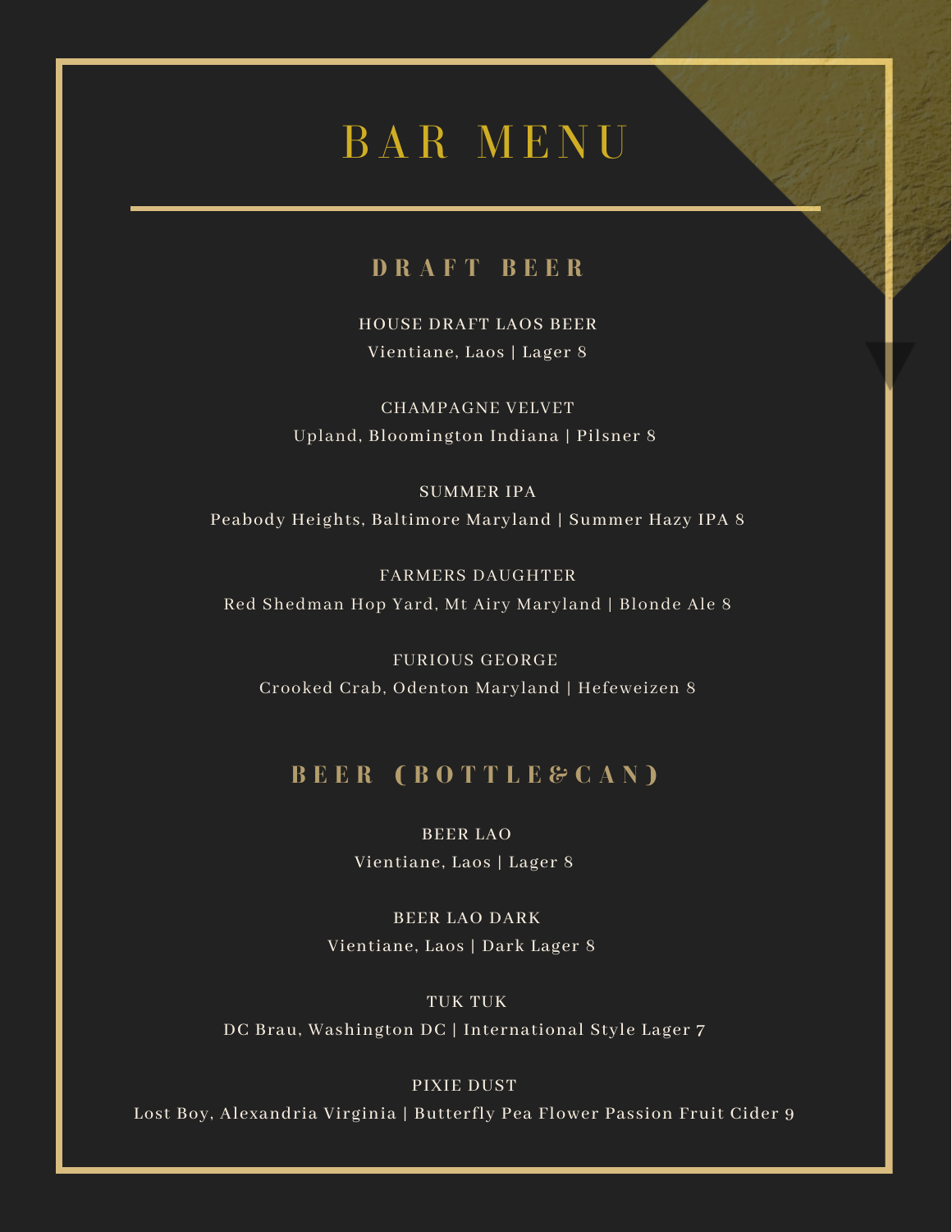# BAR MENU

## DRAFT BEER

HOUSE DRAFT LAOS BEER
Vientiane, Laos | Lager 8

CHAMPAGNE VELVET
Upland, Bloomington Indiana | Pilsner 8

SUMMER IPA
Peabody Heights, Baltimore Maryland | Summer Hazy IPA 8

FARMERS DAUGHTER
Red Shedman Hop Yard, Mt Airy Maryland | Blonde Ale 8

FURIOUS GEORGE
Crooked Crab, Odenton Maryland | Hefeweizen 8

## BEER (BOTTLE&CAN)

BEER LAO
Vientiane, Laos | Lager 8

BEER LAO DARK
Vientiane, Laos | Dark Lager 8

TUK TUK
DC Brau, Washington DC | International Style Lager 7

PIXIE DUST
Lost Boy, Alexandria Virginia | Butterfly Pea Flower Passion Fruit Cider 9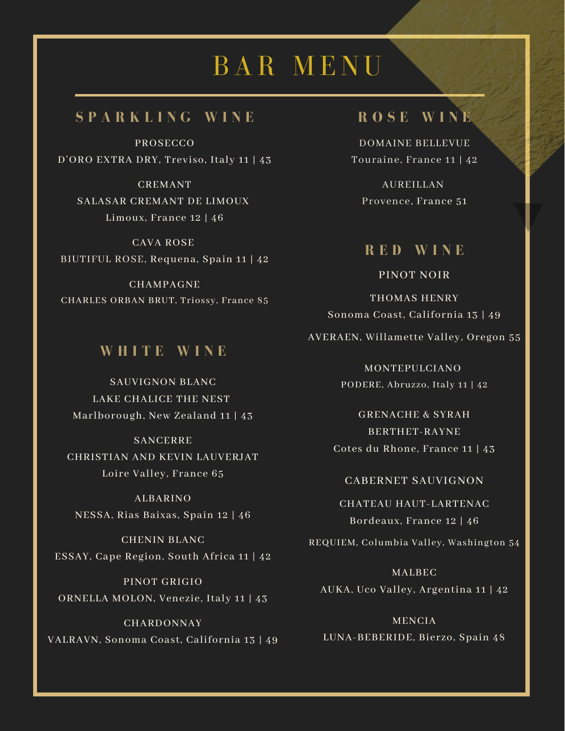# BAR MENU

## SPARKLING WINE

PROSECCO
D'ORO EXTRA DRY, Treviso, Italy 11 | 43

CREMANT
SALASAR CREMANT DE LIMOUX
Limoux, France 12 | 46

CAVA ROSE
BIUTIFUL ROSE, Requena, Spain 11 | 42

CHAMPAGNE
CHARLES ORBAN BRUT, Triossy, France 85

## WHITE WINE

SAUVIGNON BLANC
LAKE CHALICE THE NEST
Marlborough, New Zealand 11 | 43

SANCERRE
CHRISTIAN AND KEVIN LAUVERJAT
Loire Valley, France 65

ALBARINO
NESSA, Rias Baixas, Spain 12 | 46

CHENIN BLANC
ESSAY, Cape Region, South Africa 11 | 42

PINOT GRIGIO
ORNELLA MOLON, Venezie, Italy 11 | 43

CHARDONNAY
VALRAVN, Sonoma Coast, California 13 | 49

## ROSE WINE

DOMAINE BELLEVUE
Touraine, France 11 | 42

AUREILLAN
Provence, France 51

## RED WINE

PINOT NOIR

THOMAS HENRY
Sonoma Coast, California 13 | 49

AVERAEN, Willamette Valley, Oregon 55

MONTEPULCIANO
PODERE, Abruzzo, Italy 11 | 42

GRENACHE & SYRAH
BERTHET-RAYNE
Cotes du Rhone, France 11 | 43

CABERNET SAUVIGNON

CHATEAU HAUT-LARTENAC
Bordeaux, France 12 | 46

REQUIEM, Columbia Valley, Washington 54

MALBEC
AUKA, Uco Valley, Argentina 11 | 42

MENCIA
LUNA-BEBERIDE, Bierzo, Spain 48